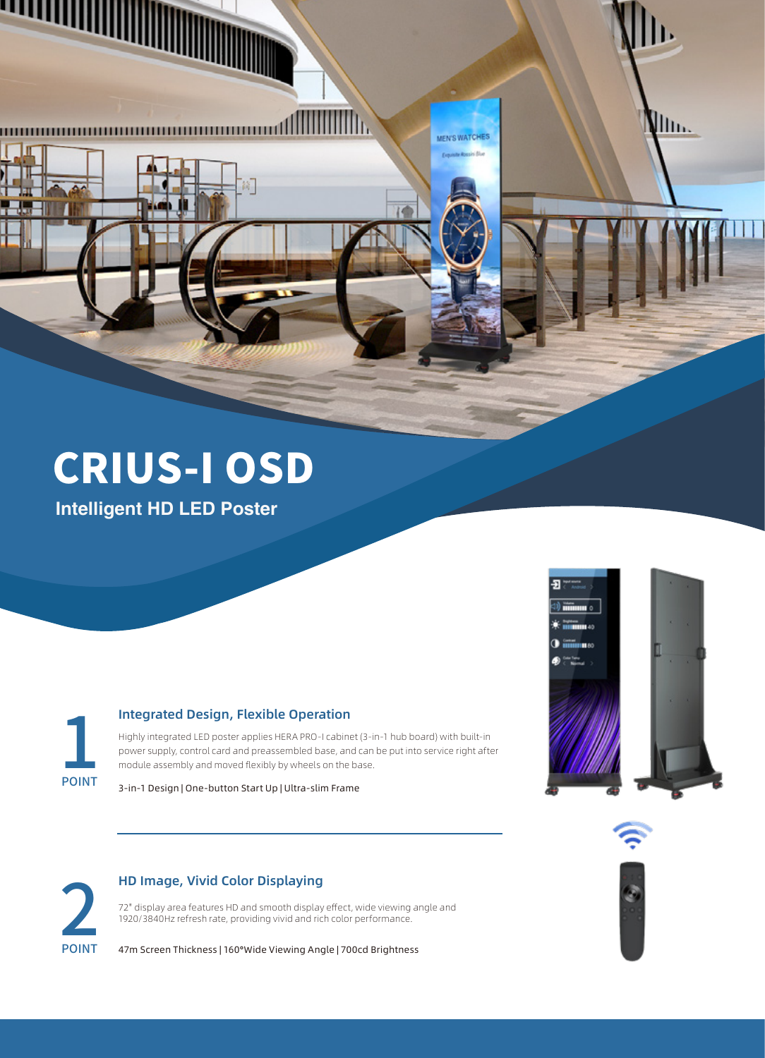# CRIUS-I OSD

## Intelligent HD LED Poster

**1**
POINT

### Integrated Design, Flexible Operation

Highly integrated LED poster applies HERA PRO-I cabinet (3-in-1 hub board) with built-in power supply, control card and preassembled base, and can be put into service right after module assembly and moved flexibly by wheels on the base.

3-in-1 Design | One-button Start Up | Ultra-slim Frame

---

**2**
POINT

### HD Image, Vivid Color Displaying

72" display area features HD and smooth display effect, wide viewing angle and 1920/3840Hz refresh rate, providing vivid and rich color performance.

47m Screen Thickness | 160°Wide Viewing Angle | 700cd Brightness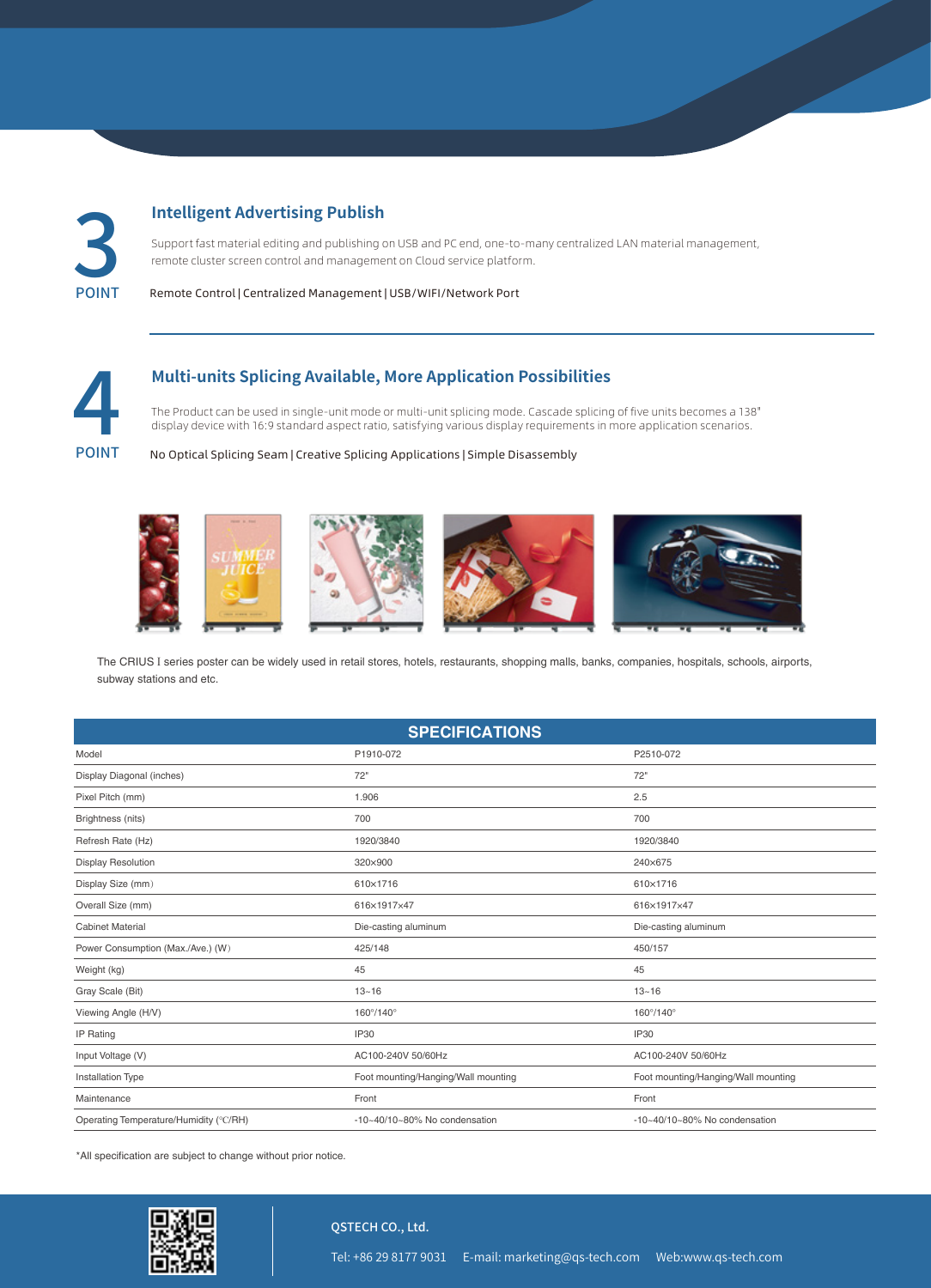## 3 POINT

### Intelligent Advertising Publish

Support fast material editing and publishing on USB and PC end, one-to-many centralized LAN material management, remote cluster screen control and management on Cloud service platform.

Remote Control | Centralized Management | USB/WIFI/Network Port

## 4 POINT

### Multi-units Splicing Available, More Application Possibilities

The Product can be used in single-unit mode or multi-unit splicing mode. Cascade splicing of five units becomes a 138" display device with 16:9 standard aspect ratio, satisfying various display requirements in more application scenarios.

No Optical Splicing Seam | Creative Splicing Applications | Simple Disassembly

The CRIUS I series poster can be widely used in retail stores, hotels, restaurants, shopping malls, banks, companies, hospitals, schools, airports, subway stations and etc.

## SPECIFICATIONS

| | | |
|---|---|---|
| Model | P1910-072 | P2510-072 |
| Display Diagonal (inches) | 72" | 72" |
| Pixel Pitch (mm) | 1.906 | 2.5 |
| Brightness (nits) | 700 | 700 |
| Refresh Rate (Hz) | 1920/3840 | 1920/3840 |
| Display Resolution | 320×900 | 240×675 |
| Display Size (mm) | 610×1716 | 610×1716 |
| Overall Size (mm) | 616×1917×47 | 616×1917×47 |
| Cabinet Material | Die-casting aluminum | Die-casting aluminum |
| Power Consumption (Max./Ave.) (W) | 425/148 | 450/157 |
| Weight (kg) | 45 | 45 |
| Gray Scale (Bit) | 13~16 | 13~16 |
| Viewing Angle (H/V) | 160°/140° | 160°/140° |
| IP Rating | IP30 | IP30 |
| Input Voltage (V) | AC100-240V 50/60Hz | AC100-240V 50/60Hz |
| Installation Type | Foot mounting/Hanging/Wall mounting | Foot mounting/Hanging/Wall mounting |
| Maintenance | Front | Front |
| Operating Temperature/Humidity (℃/RH) | -10~40/10~80% No condensation | -10~40/10~80% No condensation |

*All specification are subject to change without prior notice.

QSTECH CO., Ltd.

Tel: +86 29 8177 9031 E-mail: marketing@qs-tech.com Web:www.qs-tech.com